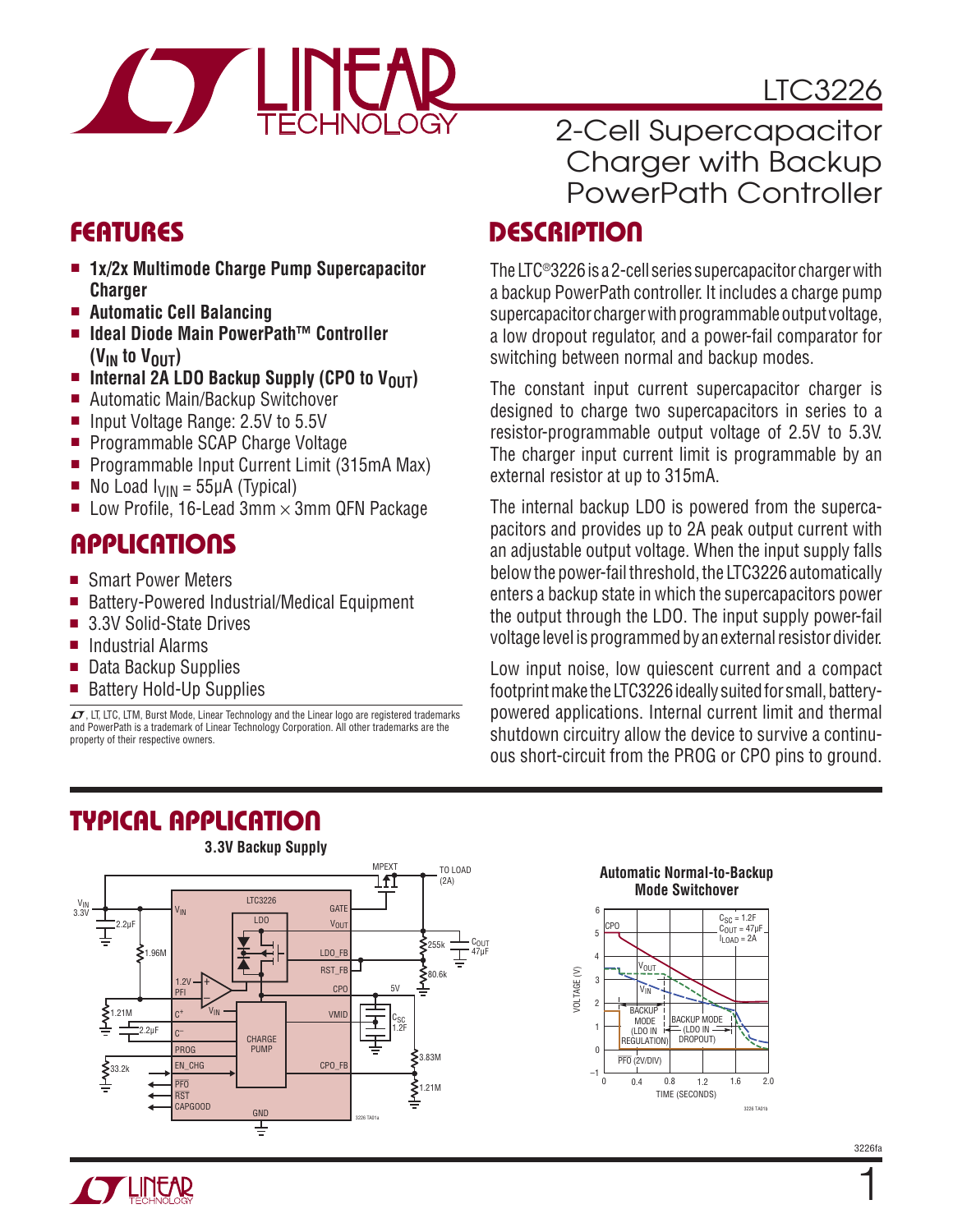# LTC3226

## 2-Cell Supercapacitor Charger with Backup PowerPath Controller

## FEATURES

- **1x/2x Multimode Charge Pump Supercapacitor Charger**
- **Automatic Cell Balancing**
- **Ideal Diode Main PowerPath™ Controller ($V_{IN}$ to $V_{OUT}$)**
- **Internal 2A LDO Backup Supply (CPO to $V_{OUT}$)**
- Automatic Main/Backup Switchover
- Input Voltage Range: 2.5V to 5.5V
- Programmable SCAP Charge Voltage
- Programmable Input Current Limit (315mA Max)
- No Load $I_{VIN}$ = 55µA (Typical)
- Low Profile, 16-Lead 3mm × 3mm QFN Package

## APPLICATIONS

- Smart Power Meters
- Battery-Powered Industrial/Medical Equipment
- 3.3V Solid-State Drives
- Industrial Alarms
- Data Backup Supplies
- Battery Hold-Up Supplies

LT, LTC, LTM, Burst Mode, Linear Technology and the Linear logo are registered trademarks and PowerPath is a trademark of Linear Technology Corporation. All other trademarks are the property of their respective owners.

## DESCRIPTION

The LTC®3226 is a 2-cell series supercapacitor charger with a backup PowerPath controller. It includes a charge pump supercapacitor charger with programmable output voltage, a low dropout regulator, and a power-fail comparator for switching between normal and backup modes.

The constant input current supercapacitor charger is designed to charge two supercapacitors in series to a resistor-programmable output voltage of 2.5V to 5.3V. The charger input current limit is programmable by an external resistor at up to 315mA.

The internal backup LDO is powered from the supercapacitors and provides up to 2A peak output current with an adjustable output voltage. When the input supply falls below the power-fail threshold, the LTC3226 automatically enters a backup state in which the supercapacitors power the output through the LDO. The input supply power-fail voltage level is programmed by an external resistor divider.

Low input noise, low quiescent current and a compact footprint make the LTC3226 ideally suited for small, battery-powered applications. Internal current limit and thermal shutdown circuitry allow the device to survive a continuous short-circuit from the PROG or CPO pins to ground.

## TYPICAL APPLICATION

**3.3V Backup Supply**

**Automatic Normal-to-Backup Mode Switchover**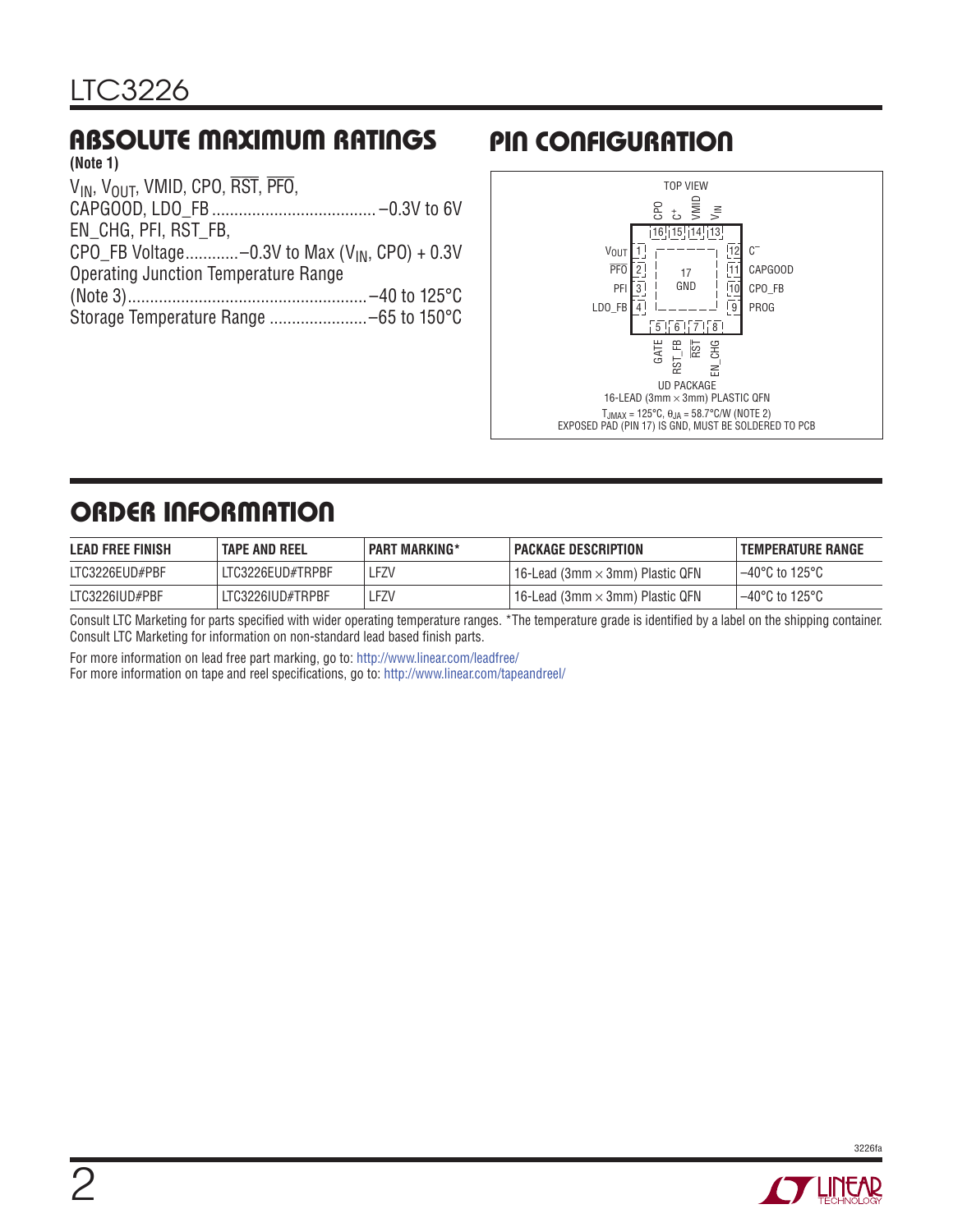## ABSOLUTE MAXIMUM RATINGS

**(Note 1)**

$V_{IN}$, $V_{OUT}$, VMID, CPO, $\overline{RST}$, $\overline{PFO}$, CAPGOOD, LDO_FB ..................................... –0.3V to 6V

EN_CHG, PFI, RST_FB, CPO_FB Voltage............–0.3V to Max ($V_{IN}$, CPO) + 0.3V

Operating Junction Temperature Range (Note 3).....................................................–40 to 125°C

Storage Temperature Range ......................–65 to 150°C

## PIN CONFIGURATION

TOP VIEW

| Pin | Name |
|---|---|
| 1 | $V_{OUT}$ |
| 2 | $\overline{PFO}$ |
| 3 | PFI |
| 4 | LDO_FB |
| 5 | GATE |
| 6 | RST_FB |
| 7 | $\overline{RST}$ |
| 8 | EN_CHG |
| 9 | PROG |
| 10 | CPO_FB |
| 11 | CAPGOOD |
| 12 | $C^–$ |
| 13 | $V_{IN}$ |
| 14 | VMID |
| 15 | $C^+$ |
| 16 | CPO |
| 17 | GND |

UD PACKAGE
16-LEAD (3mm × 3mm) PLASTIC QFN

$T_{JMAX}$ = 125°C, $\theta_{JA}$ = 58.7°C/W (NOTE 2)
EXPOSED PAD (PIN 17) IS GND, MUST BE SOLDERED TO PCB

## ORDER INFORMATION

| LEAD FREE FINISH | TAPE AND REEL | PART MARKING* | PACKAGE DESCRIPTION | TEMPERATURE RANGE |
|---|---|---|---|---|
| LTC3226EUD#PBF | LTC3226EUD#TRPBF | LFZV | 16-Lead (3mm × 3mm) Plastic QFN | –40°C to 125°C |
| LTC3226IUD#PBF | LTC3226IUD#TRPBF | LFZV | 16-Lead (3mm × 3mm) Plastic QFN | –40°C to 125°C |

Consult LTC Marketing for parts specified with wider operating temperature ranges. *The temperature grade is identified by a label on the shipping container. Consult LTC Marketing for information on non-standard lead based finish parts.

For more information on lead free part marking, go to: http://www.linear.com/leadfree/
For more information on tape and reel specifications, go to: http://www.linear.com/tapeandreel/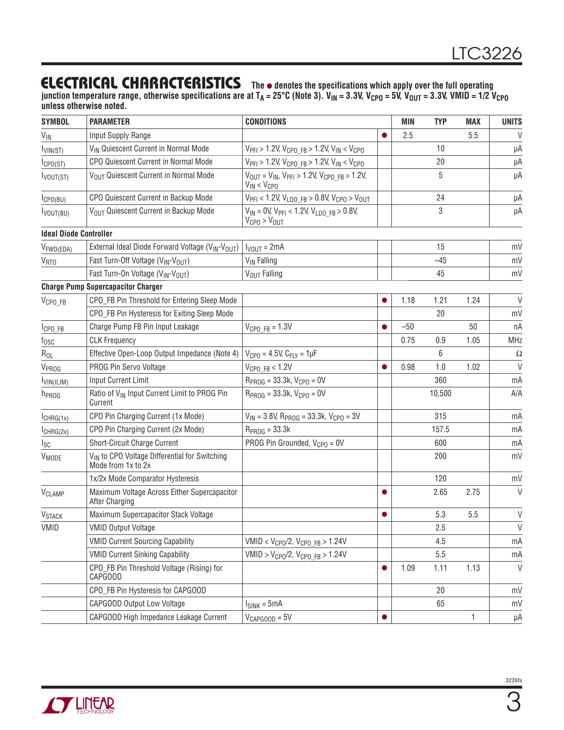## ELECTRICAL CHARACTERISTICS

**The ● denotes the specifications which apply over the full operating junction temperature range, otherwise specifications are at $T_A$ = 25°C (Note 3). $V_{IN}$ = 3.3V, $V_{CPO}$ = 5V, $V_{OUT}$ = 3.3V, VMID = 1/2 $V_{CPO}$ unless otherwise noted.**

| SYMBOL | PARAMETER | CONDITIONS | | MIN | TYP | MAX | UNITS |
|---|---|---|---|---|---|---|---|
| $V_{IN}$ | Input Supply Range | | ● | 2.5 | | 5.5 | V |
| $I_{VIN(ST)}$ | $V_{IN}$ Quiescent Current in Normal Mode | $V_{PFI}$ > 1.2V, $V_{CPO\_FB}$ > 1.2V, $V_{IN}$ < $V_{CPO}$ | | | 10 | | µA |
| $I_{CPO(ST)}$ | CPO Quiescent Current in Normal Mode | $V_{PFI}$ > 1.2V, $V_{CPO\_FB}$ > 1.2V, $V_{IN}$ < $V_{CPO}$ | | | 20 | | µA |
| $I_{VOUT(ST)}$ | $V_{OUT}$ Quiescent Current in Normal Mode | $V_{OUT}$ = $V_{IN}$, $V_{PFI}$ > 1.2V, $V_{CPO\_FB}$ > 1.2V, $V_{IN}$ < $V_{CPO}$ | | | 5 | | µA |
| $I_{CPO(BU)}$ | CPO Quiescent Current in Backup Mode | $V_{PFI}$ < 1.2V, $V_{LDO\_FB}$ > 0.8V, $V_{CPO}$ > $V_{OUT}$ | | | 24 | | µA |
| $I_{VOUT(BU)}$ | $V_{OUT}$ Quiescent Current in Backup Mode | $V_{IN}$ = 0V, $V_{PFI}$ < 1.2V, $V_{LDO\_FB}$ > 0.8V, $V_{CPO}$ > $V_{OUT}$ | | | 3 | | µA |
| **Ideal Diode Controller** | | | | | | | |
| $V_{FWD(EDA)}$ | External Ideal Diode Forward Voltage ($V_{IN}$-$V_{OUT}$) | $I_{VOUT}$ = 2mA | | | 15 | | mV |
| $V_{RTO}$ | Fast Turn-Off Voltage ($V_{IN}$-$V_{OUT}$) | $V_{IN}$ Falling | | | –45 | | mV |
| | Fast Turn-On Voltage ($V_{IN}$-$V_{OUT}$) | $V_{OUT}$ Falling | | | 45 | | mV |
| **Charge Pump Supercapacitor Charger** | | | | | | | |
| $V_{CPO\_FB}$ | CPO_FB Pin Threshold for Entering Sleep Mode | | ● | 1.18 | 1.21 | 1.24 | V |
| | CPO_FB Pin Hysteresis for Exiting Sleep Mode | | | | 20 | | mV |
| $I_{CPO\_FB}$ | Charge Pump FB Pin Input Leakage | $V_{CPO\_FB}$ = 1.3V | ● | –50 | | 50 | nA |
| $f_{OSC}$ | CLK Frequency | | | 0.75 | 0.9 | 1.05 | MHz |
| $R_{OL}$ | Effective Open-Loop Output Impedance (Note 4) | $V_{CPO}$ = 4.5V, $C_{FLY}$ = 1µF | | | 6 | | Ω |
| $V_{PROG}$ | PROG Pin Servo Voltage | $V_{CPO\_FB}$ < 1.2V | ● | 0.98 | 1.0 | 1.02 | V |
| $I_{VIN(ILIM)}$ | Input Current Limit | $R_{PROG}$ = 33.3k, $V_{CPO}$ = 0V | | | 360 | | mA |
| $h_{PROG}$ | Ratio of $V_{IN}$ Input Current Limit to PROG Pin Current | $R_{PROG}$ = 33.3k, $V_{CPO}$ = 0V | | | 10,500 | | A/A |
| $I_{CHRG(1x)}$ | CPO Pin Charging Current (1x Mode) | $V_{IN}$ = 3.8V, $R_{PROG}$ = 33.3k, $V_{CPO}$ = 3V | | | 315 | | mA |
| $I_{CHRG(2x)}$ | CPO Pin Charging Current (2x Mode) | $R_{PROG}$ = 33.3k | | | 157.5 | | mA |
| $I_{SC}$ | Short-Circuit Charge Current | PROG Pin Grounded, $V_{CPO}$ = 0V | | | 600 | | mA |
| $V_{MODE}$ | $V_{IN}$ to CPO Voltage Differential for Switching Mode from 1x to 2x | | | | 200 | | mV |
| | 1x/2x Mode Comparator Hysteresis | | | | 120 | | mV |
| $V_{CLAMP}$ | Maximum Voltage Across Either Supercapacitor After Charging | | ● | | 2.65 | 2.75 | V |
| $V_{STACK}$ | Maximum Supercapacitor Stack Voltage | | ● | | 5.3 | 5.5 | V |
| VMID | VMID Output Voltage | | | | 2.5 | | V |
| | VMID Current Sourcing Capability | VMID < $V_{CPO}$/2, $V_{CPO\_FB}$ > 1.24V | | | 4.5 | | mA |
| | VMID Current Sinking Capability | VMID > $V_{CPO}$/2, $V_{CPO\_FB}$ > 1.24V | | | 5.5 | | mA |
| | CPO_FB Pin Threshold Voltage (Rising) for CAPGOOD | | ● | 1.09 | 1.11 | 1.13 | V |
| | CPO_FB Pin Hysteresis for CAPGOOD | | | | 20 | | mV |
| | CAPGOOD Output Low Voltage | $I_{SINK}$ = 5mA | | | 65 | | mV |
| | CAPGOOD High Impedance Leakage Current | $V_{CAPGOOD}$ = 5V | ● | | | 1 | µA |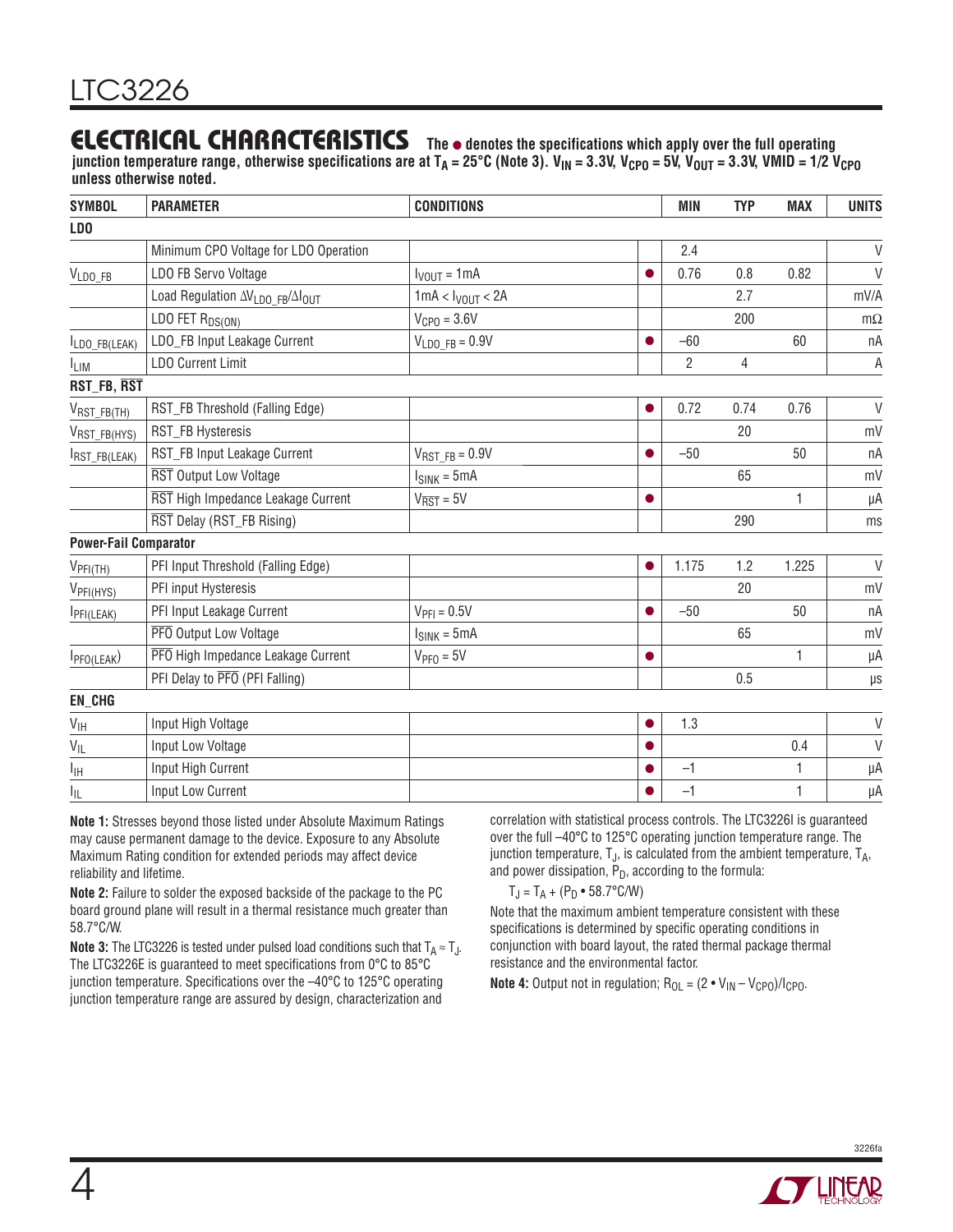## ELECTRICAL CHARACTERISTICS

**The ● denotes the specifications which apply over the full operating junction temperature range, otherwise specifications are at $T_A = 25°C$ (Note 3). $V_{IN} = 3.3V$, $V_{CPO} = 5V$, $V_{OUT} = 3.3V$, VMID = 1/2 $V_{CPO}$ unless otherwise noted.**

| SYMBOL | PARAMETER | CONDITIONS | | MIN | TYP | MAX | UNITS |
|---|---|---|---|---|---|---|---|
| **LDO** | | | | | | | |
| | Minimum CPO Voltage for LDO Operation | | | 2.4 | | | V |
| $V_{LDO\_FB}$ | LDO FB Servo Voltage | $I_{VOUT} = 1mA$ | ● | 0.76 | 0.8 | 0.82 | V |
| | Load Regulation $\Delta V_{LDO\_FB}/\Delta I_{OUT}$ | $1mA < I_{VOUT} < 2A$ | | | 2.7 | | mV/A |
| | LDO FET $R_{DS(ON)}$ | $V_{CPO} = 3.6V$ | | | 200 | | mΩ |
| $I_{LDO\_FB(LEAK)}$ | LDO_FB Input Leakage Current | $V_{LDO\_FB} = 0.9V$ | ● | –60 | | 60 | nA |
| $I_{LIM}$ | LDO Current Limit | | | 2 | 4 | | A |
| **RST_FB, $\overline{RST}$** | | | | | | | |
| $V_{RST\_FB(TH)}$ | RST_FB Threshold (Falling Edge) | | ● | 0.72 | 0.74 | 0.76 | V |
| $V_{RST\_FB(HYS)}$ | RST_FB Hysteresis | | | | 20 | | mV |
| $I_{RST\_FB(LEAK)}$ | RST_FB Input Leakage Current | $V_{RST\_FB} = 0.9V$ | ● | –50 | | 50 | nA |
| | $\overline{RST}$ Output Low Voltage | $I_{SINK} = 5mA$ | | | 65 | | mV |
| | $\overline{RST}$ High Impedance Leakage Current | $V_{\overline{RST}} = 5V$ | ● | | | 1 | µA |
| | $\overline{RST}$ Delay (RST_FB Rising) | | | | 290 | | ms |
| **Power-Fail Comparator** | | | | | | | |
| $V_{PFI(TH)}$ | PFI Input Threshold (Falling Edge) | | ● | 1.175 | 1.2 | 1.225 | V |
| $V_{PFI(HYS)}$ | PFI input Hysteresis | | | | 20 | | mV |
| $I_{PFI(LEAK)}$ | PFI Input Leakage Current | $V_{PFI} = 0.5V$ | ● | –50 | | 50 | nA |
| | $\overline{PFO}$ Output Low Voltage | $I_{SINK} = 5mA$ | | | 65 | | mV |
| $I_{PFO(LEAK)}$ | $\overline{PFO}$ High Impedance Leakage Current | $V_{PFO} = 5V$ | ● | | | 1 | µA |
| | PFI Delay to $\overline{PFO}$ (PFI Falling) | | | | 0.5 | | µs |
| **EN_CHG** | | | | | | | |
| $V_{IH}$ | Input High Voltage | | ● | 1.3 | | | V |
| $V_{IL}$ | Input Low Voltage | | ● | | | 0.4 | V |
| $I_{IH}$ | Input High Current | | ● | –1 | | 1 | µA |
| $I_{IL}$ | Input Low Current | | ● | –1 | | 1 | µA |

**Note 1:** Stresses beyond those listed under Absolute Maximum Ratings may cause permanent damage to the device. Exposure to any Absolute Maximum Rating condition for extended periods may affect device reliability and lifetime.

**Note 2:** Failure to solder the exposed backside of the package to the PC board ground plane will result in a thermal resistance much greater than 58.7°C/W.

**Note 3:** The LTC3226 is tested under pulsed load conditions such that $T_A \approx T_J$. The LTC3226E is guaranteed to meet specifications from 0°C to 85°C junction temperature. Specifications over the –40°C to 125°C operating junction temperature range are assured by design, characterization and correlation with statistical process controls. The LTC3226I is guaranteed over the full –40°C to 125°C operating junction temperature range. The junction temperature, $T_J$, is calculated from the ambient temperature, $T_A$, and power dissipation, $P_D$, according to the formula:

$$T_J = T_A + (P_D \bullet 58.7°C/W)$$

Note that the maximum ambient temperature consistent with these specifications is determined by specific operating conditions in conjunction with board layout, the rated thermal package thermal resistance and the environmental factor.

**Note 4:** Output not in regulation; $R_{OL} = (2 \bullet V_{IN} – V_{CPO})/I_{CPO}$.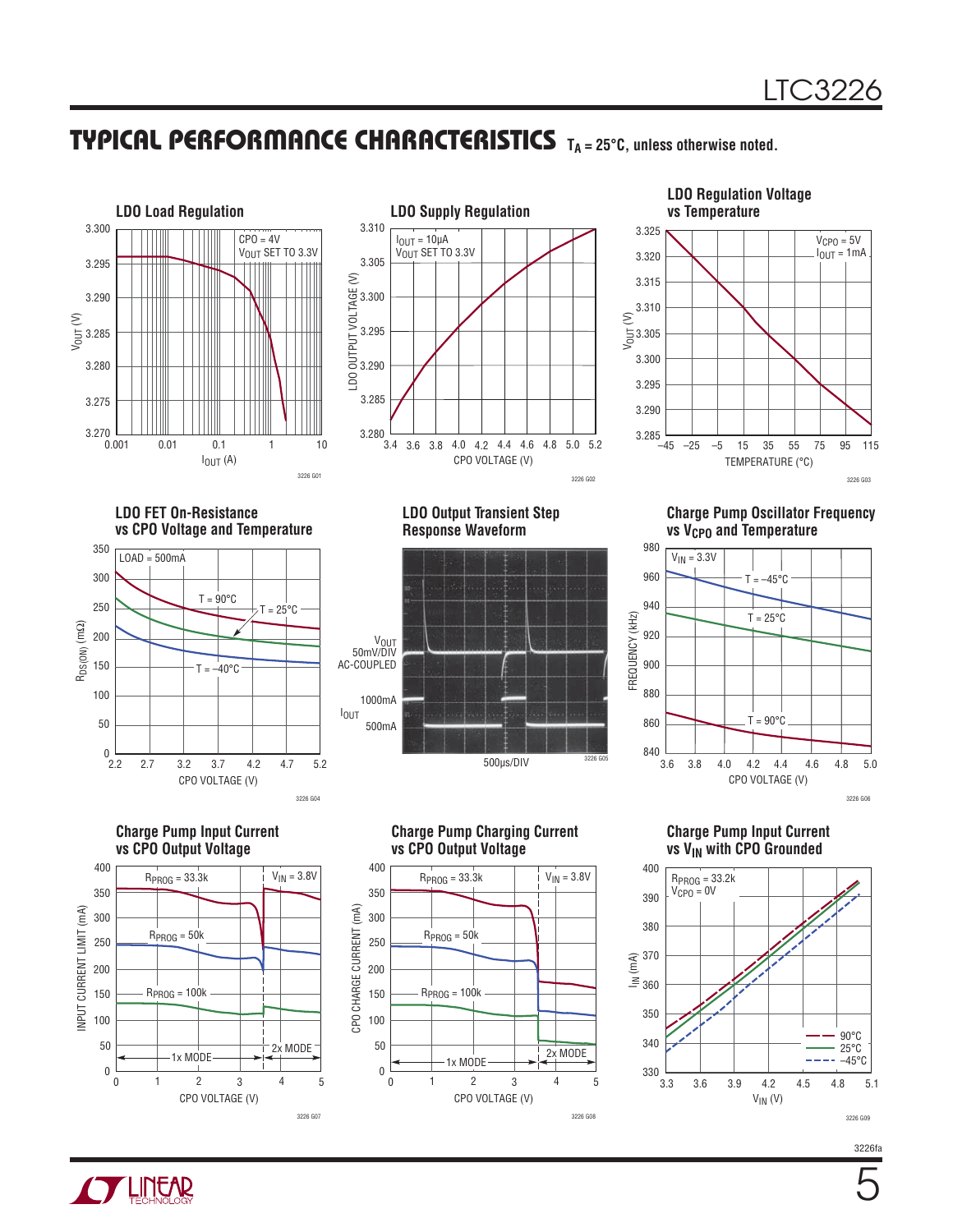## TYPICAL PERFORMANCE CHARACTERISTICS $T_A = 25°C$, unless otherwise noted.

**LDO Load Regulation**

CPO = 4V
$V_{OUT}$ SET TO 3.3V

$V_{OUT}$ (V) vs $I_{OUT}$ (A)

3226 G01

**LDO Supply Regulation**

$I_{OUT}$ = 10µA
$V_{OUT}$ SET TO 3.3V

LDO OUTPUT VOLTAGE (V) vs CPO VOLTAGE (V)

3226 G02

**LDO Regulation Voltage vs Temperature**

$V_{CPO}$ = 5V
$I_{OUT}$ = 1mA

$V_{OUT}$ (V) vs TEMPERATURE (°C)

3226 G03

**LDO FET On-Resistance vs CPO Voltage and Temperature**

LOAD = 500mA
T = 90°C
T = 25°C
T = –40°C

$R_{DS(ON)}$ (mΩ) vs CPO VOLTAGE (V)

3226 G04

**LDO Output Transient Step Response Waveform**

$V_{OUT}$ 50mV/DIV AC-COUPLED

$I_{OUT}$ 1000mA / 500mA

500µs/DIV

3226 G05

**Charge Pump Oscillator Frequency vs $V_{CPO}$ and Temperature**

$V_{IN}$ = 3.3V
T = –45°C
T = 25°C
T = 90°C

FREQUENCY (kHz) vs CPO VOLTAGE (V)

3226 G06

**Charge Pump Input Current vs CPO Output Voltage**

$R_{PROG}$ = 33.3k
$R_{PROG}$ = 50k
$R_{PROG}$ = 100k
$V_{IN}$ = 3.8V
1x MODE / 2x MODE

INPUT CURRENT LIMIT (mA) vs CPO VOLTAGE (V)

3226 G07

**Charge Pump Charging Current vs CPO Output Voltage**

$R_{PROG}$ = 33.3k
$R_{PROG}$ = 50k
$R_{PROG}$ = 100k
$V_{IN}$ = 3.8V
1x MODE / 2x MODE

CPO CHARGE CURRENT (mA) vs CPO VOLTAGE (V)

3226 G08

**Charge Pump Input Current vs $V_{IN}$ with CPO Grounded**

$R_{PROG}$ = 33.2k
$V_{CPO}$ = 0V
90°C
25°C
–45°C

$I_{IN}$ (mA) vs $V_{IN}$ (V)

3226 G09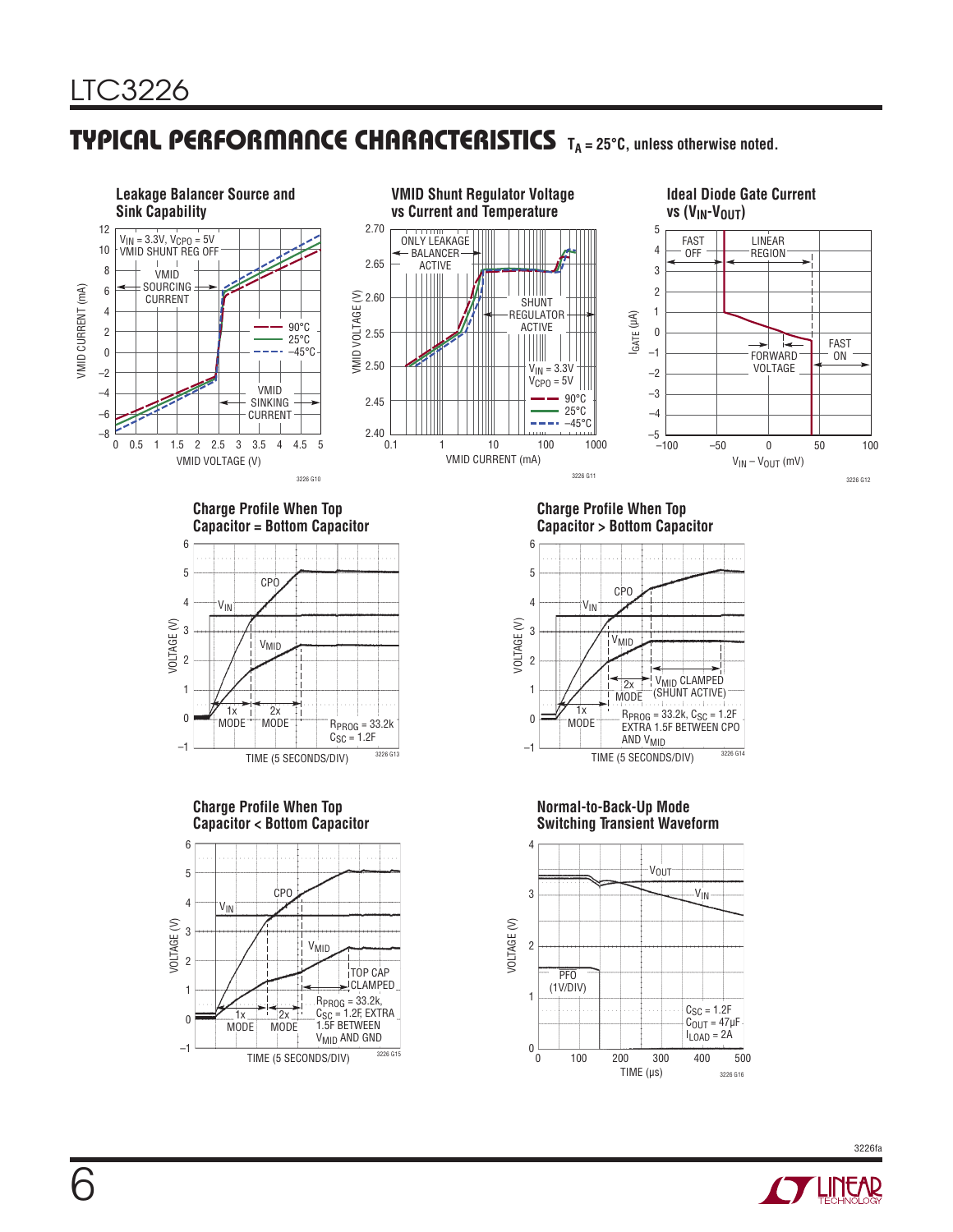## TYPICAL PERFORMANCE CHARACTERISTICS

$T_A = 25°C$, unless otherwise noted.

**Leakage Balancer Source and Sink Capability**

$V_{IN} = 3.3V$, $V_{CPO} = 5V$, VMID SHUNT REG OFF

VMID SOURCING CURRENT; VMID SINKING CURRENT

90°C, 25°C, –45°C

VMID CURRENT (mA) vs VMID VOLTAGE (V)

3226 G10

**VMID Shunt Regulator Voltage vs Current and Temperature**

ONLY LEAKAGE BALANCER ACTIVE; SHUNT REGULATOR ACTIVE

$V_{IN} = 3.3V$, $V_{CPO} = 5V$

90°C, 25°C, –45°C

VMID VOLTAGE (V) vs VMID CURRENT (mA)

3226 G11

**Ideal Diode Gate Current vs ($V_{IN}$-$V_{OUT}$)**

FAST OFF; LINEAR REGION; FORWARD VOLTAGE; FAST ON

$I_{GATE}$ (µA) vs $V_{IN} – V_{OUT}$ (mV)

3226 G12

**Charge Profile When Top Capacitor = Bottom Capacitor**

CPO, $V_{IN}$, $V_{MID}$; 1x MODE, 2x MODE

$R_{PROG} = 33.2k$, $C_{SC} = 1.2F$

VOLTAGE (V) vs TIME (5 SECONDS/DIV)

3226 G13

**Charge Profile When Top Capacitor > Bottom Capacitor**

CPO, $V_{IN}$, $V_{MID}$; 1x MODE, 2x MODE; $V_{MID}$ CLAMPED (SHUNT ACTIVE)

$R_{PROG} = 33.2k$, $C_{SC} = 1.2F$ EXTRA 1.5F BETWEEN CPO AND $V_{MID}$

VOLTAGE (V) vs TIME (5 SECONDS/DIV)

3226 G14

**Charge Profile When Top Capacitor < Bottom Capacitor**

CPO, $V_{IN}$, $V_{MID}$; 1x MODE, 2x MODE; TOP CAP CLAMPED

$R_{PROG} = 33.2k$, $C_{SC} = 1.2F$, EXTRA 1.5F BETWEEN $V_{MID}$ AND GND

VOLTAGE (V) vs TIME (5 SECONDS/DIV)

3226 G15

**Normal-to-Back-Up Mode Switching Transient Waveform**

$V_{OUT}$, $V_{IN}$, PFO (1V/DIV)

$C_{SC} = 1.2F$, $C_{OUT} = 47µF$, $I_{LOAD} = 2A$

VOLTAGE (V) vs TIME (µs)

3226 G16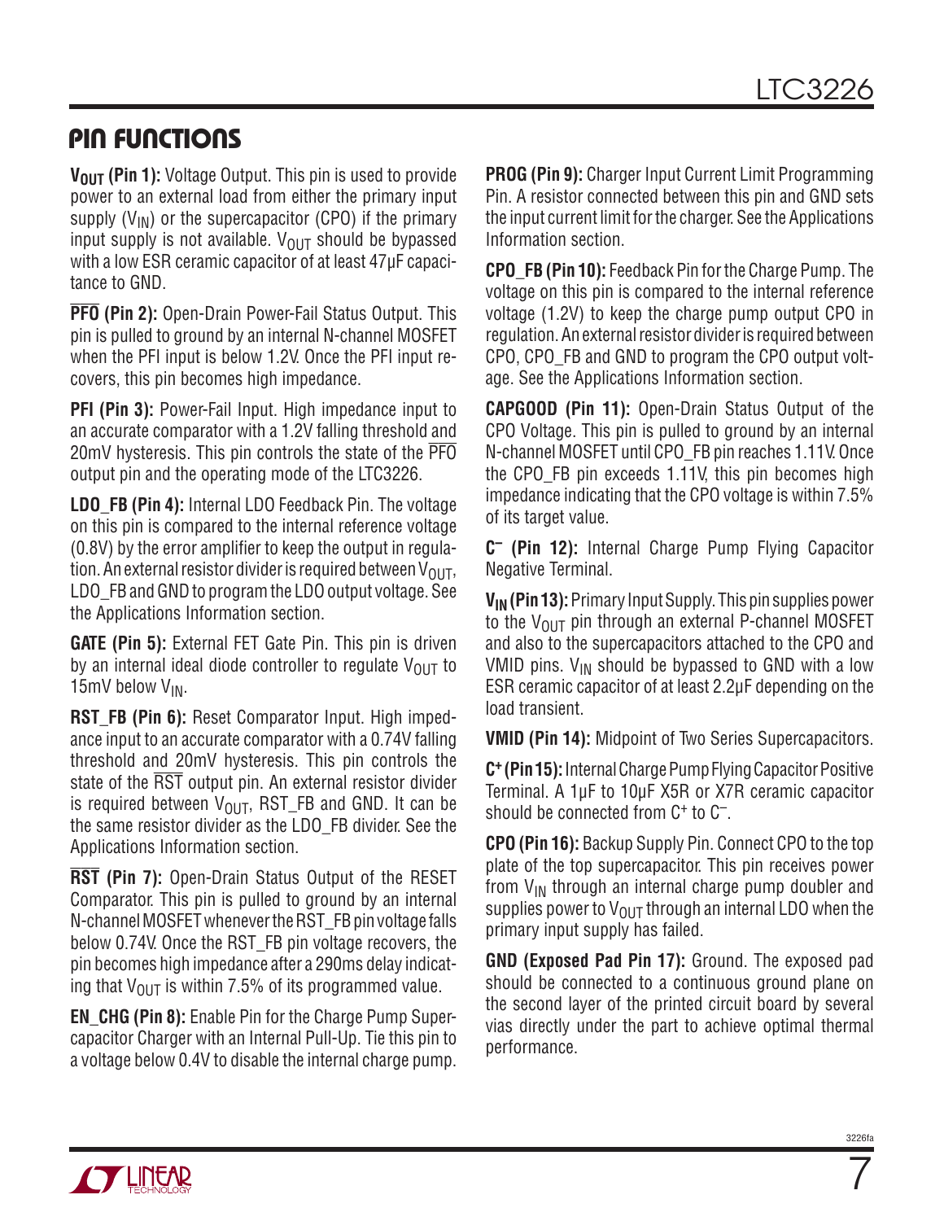## PIN FUNCTIONS

**$V_{OUT}$ (Pin 1):** Voltage Output. This pin is used to provide power to an external load from either the primary input supply ($V_{IN}$) or the supercapacitor (CPO) if the primary input supply is not available. $V_{OUT}$ should be bypassed with a low ESR ceramic capacitor of at least 47µF capacitance to GND.

**$\overline{PFO}$ (Pin 2):** Open-Drain Power-Fail Status Output. This pin is pulled to ground by an internal N-channel MOSFET when the PFI input is below 1.2V. Once the PFI input recovers, this pin becomes high impedance.

**PFI (Pin 3):** Power-Fail Input. High impedance input to an accurate comparator with a 1.2V falling threshold and 20mV hysteresis. This pin controls the state of the $\overline{PFO}$ output pin and the operating mode of the LTC3226.

**LDO_FB (Pin 4):** Internal LDO Feedback Pin. The voltage on this pin is compared to the internal reference voltage (0.8V) by the error amplifier to keep the output in regulation. An external resistor divider is required between $V_{OUT}$, LDO_FB and GND to program the LDO output voltage. See the Applications Information section.

**GATE (Pin 5):** External FET Gate Pin. This pin is driven by an internal ideal diode controller to regulate $V_{OUT}$ to 15mV below $V_{IN}$.

**RST_FB (Pin 6):** Reset Comparator Input. High impedance input to an accurate comparator with a 0.74V falling threshold and 20mV hysteresis. This pin controls the state of the $\overline{RST}$ output pin. An external resistor divider is required between $V_{OUT}$, RST_FB and GND. It can be the same resistor divider as the LDO_FB divider. See the Applications Information section.

**$\overline{RST}$ (Pin 7):** Open-Drain Status Output of the RESET Comparator. This pin is pulled to ground by an internal N-channel MOSFET whenever the RST_FB pin voltage falls below 0.74V. Once the RST_FB pin voltage recovers, the pin becomes high impedance after a 290ms delay indicating that $V_{OUT}$ is within 7.5% of its programmed value.

**EN_CHG (Pin 8):** Enable Pin for the Charge Pump Supercapacitor Charger with an Internal Pull-Up. Tie this pin to a voltage below 0.4V to disable the internal charge pump.

**PROG (Pin 9):** Charger Input Current Limit Programming Pin. A resistor connected between this pin and GND sets the input current limit for the charger. See the Applications Information section.

**CPO_FB (Pin 10):** Feedback Pin for the Charge Pump. The voltage on this pin is compared to the internal reference voltage (1.2V) to keep the charge pump output CPO in regulation. An external resistor divider is required between CPO, CPO_FB and GND to program the CPO output voltage. See the Applications Information section.

**CAPGOOD (Pin 11):** Open-Drain Status Output of the CPO Voltage. This pin is pulled to ground by an internal N-channel MOSFET until CPO_FB pin reaches 1.11V. Once the CPO_FB pin exceeds 1.11V, this pin becomes high impedance indicating that the CPO voltage is within 7.5% of its target value.

**$C^-$ (Pin 12):** Internal Charge Pump Flying Capacitor Negative Terminal.

**$V_{IN}$ (Pin 13):** Primary Input Supply. This pin supplies power to the $V_{OUT}$ pin through an external P-channel MOSFET and also to the supercapacitors attached to the CPO and VMID pins. $V_{IN}$ should be bypassed to GND with a low ESR ceramic capacitor of at least 2.2µF depending on the load transient.

**VMID (Pin 14):** Midpoint of Two Series Supercapacitors.

**$C^+$ (Pin 15):** Internal Charge Pump Flying Capacitor Positive Terminal. A 1µF to 10µF X5R or X7R ceramic capacitor should be connected from $C^+$ to $C^-$.

**CPO (Pin 16):** Backup Supply Pin. Connect CPO to the top plate of the top supercapacitor. This pin receives power from $V_{IN}$ through an internal charge pump doubler and supplies power to $V_{OUT}$ through an internal LDO when the primary input supply has failed.

**GND (Exposed Pad Pin 17):** Ground. The exposed pad should be connected to a continuous ground plane on the second layer of the printed circuit board by several vias directly under the part to achieve optimal thermal performance.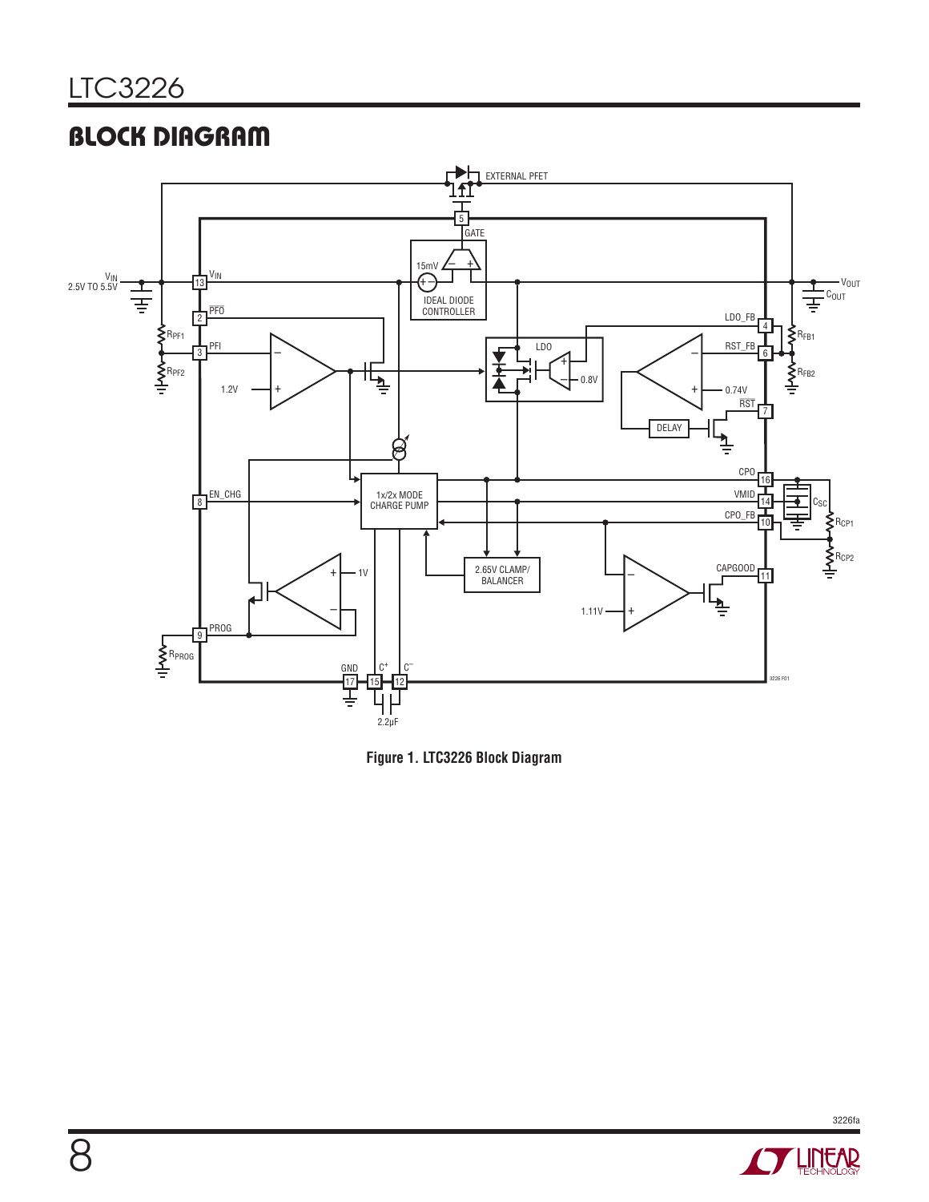## BLOCK DIAGRAM

Figure 1. LTC3226 Block Diagram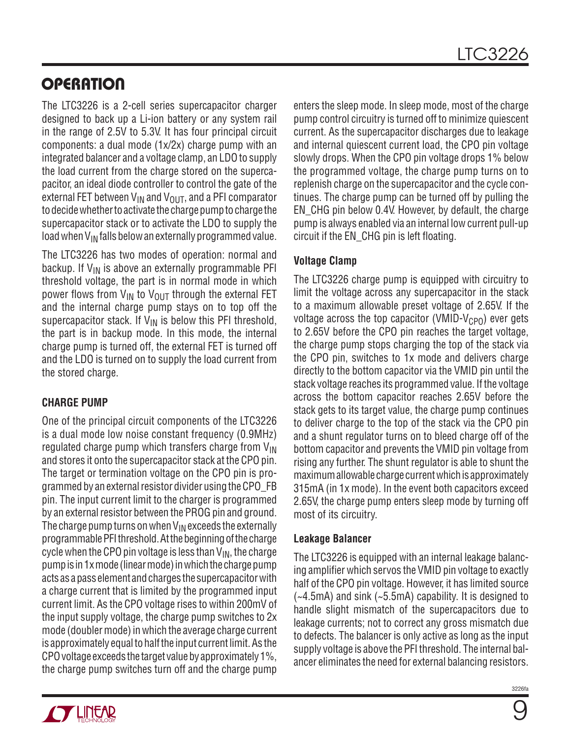## OPERATION

The LTC3226 is a 2-cell series supercapacitor charger designed to back up a Li-ion battery or any system rail in the range of 2.5V to 5.3V. It has four principal circuit components: a dual mode (1x/2x) charge pump with an integrated balancer and a voltage clamp, an LDO to supply the load current from the charge stored on the supercapacitor, an ideal diode controller to control the gate of the external FET between $V_{IN}$ and $V_{OUT}$, and a PFI comparator to decide whether to activate the charge pump to charge the supercapacitor stack or to activate the LDO to supply the load when $V_{IN}$ falls below an externally programmed value.

The LTC3226 has two modes of operation: normal and backup. If $V_{IN}$ is above an externally programmable PFI threshold voltage, the part is in normal mode in which power flows from $V_{IN}$ to $V_{OUT}$ through the external FET and the internal charge pump stays on to top off the supercapacitor stack. If $V_{IN}$ is below this PFI threshold, the part is in backup mode. In this mode, the internal charge pump is turned off, the external FET is turned off and the LDO is turned on to supply the load current from the stored charge.

### CHARGE PUMP

One of the principal circuit components of the LTC3226 is a dual mode low noise constant frequency (0.9MHz) regulated charge pump which transfers charge from $V_{IN}$ and stores it onto the supercapacitor stack at the CPO pin. The target or termination voltage on the CPO pin is programmed by an external resistor divider using the CPO_FB pin. The input current limit to the charger is programmed by an external resistor between the PROG pin and ground. The charge pump turns on when $V_{IN}$ exceeds the externally programmable PFI threshold. At the beginning of the charge cycle when the CPO pin voltage is less than $V_{IN}$, the charge pump is in 1x mode (linear mode) in which the charge pump acts as a pass element and charges the supercapacitor with a charge current that is limited by the programmed input current limit. As the CPO voltage rises to within 200mV of the input supply voltage, the charge pump switches to 2x mode (doubler mode) in which the average charge current is approximately equal to half the input current limit. As the CPO voltage exceeds the target value by approximately 1%, the charge pump switches turn off and the charge pump enters the sleep mode. In sleep mode, most of the charge pump control circuitry is turned off to minimize quiescent current. As the supercapacitor discharges due to leakage and internal quiescent current load, the CPO pin voltage slowly drops. When the CPO pin voltage drops 1% below the programmed voltage, the charge pump turns on to replenish charge on the supercapacitor and the cycle continues. The charge pump can be turned off by pulling the EN_CHG pin below 0.4V. However, by default, the charge pump is always enabled via an internal low current pull-up circuit if the EN_CHG pin is left floating.

#### Voltage Clamp

The LTC3226 charge pump is equipped with circuitry to limit the voltage across any supercapacitor in the stack to a maximum allowable preset voltage of 2.65V. If the voltage across the top capacitor (VMID-$V_{CPO}$) ever gets to 2.65V before the CPO pin reaches the target voltage, the charge pump stops charging the top of the stack via the CPO pin, switches to 1x mode and delivers charge directly to the bottom capacitor via the VMID pin until the stack voltage reaches its programmed value. If the voltage across the bottom capacitor reaches 2.65V before the stack gets to its target value, the charge pump continues to deliver charge to the top of the stack via the CPO pin and a shunt regulator turns on to bleed charge off of the bottom capacitor and prevents the VMID pin voltage from rising any further. The shunt regulator is able to shunt the maximum allowable charge current which is approximately 315mA (in 1x mode). In the event both capacitors exceed 2.65V, the charge pump enters sleep mode by turning off most of its circuitry.

#### Leakage Balancer

The LTC3226 is equipped with an internal leakage balancing amplifier which servos the VMID pin voltage to exactly half of the CPO pin voltage. However, it has limited source (~4.5mA) and sink (~5.5mA) capability. It is designed to handle slight mismatch of the supercapacitors due to leakage currents; not to correct any gross mismatch due to defects. The balancer is only active as long as the input supply voltage is above the PFI threshold. The internal balancer eliminates the need for external balancing resistors.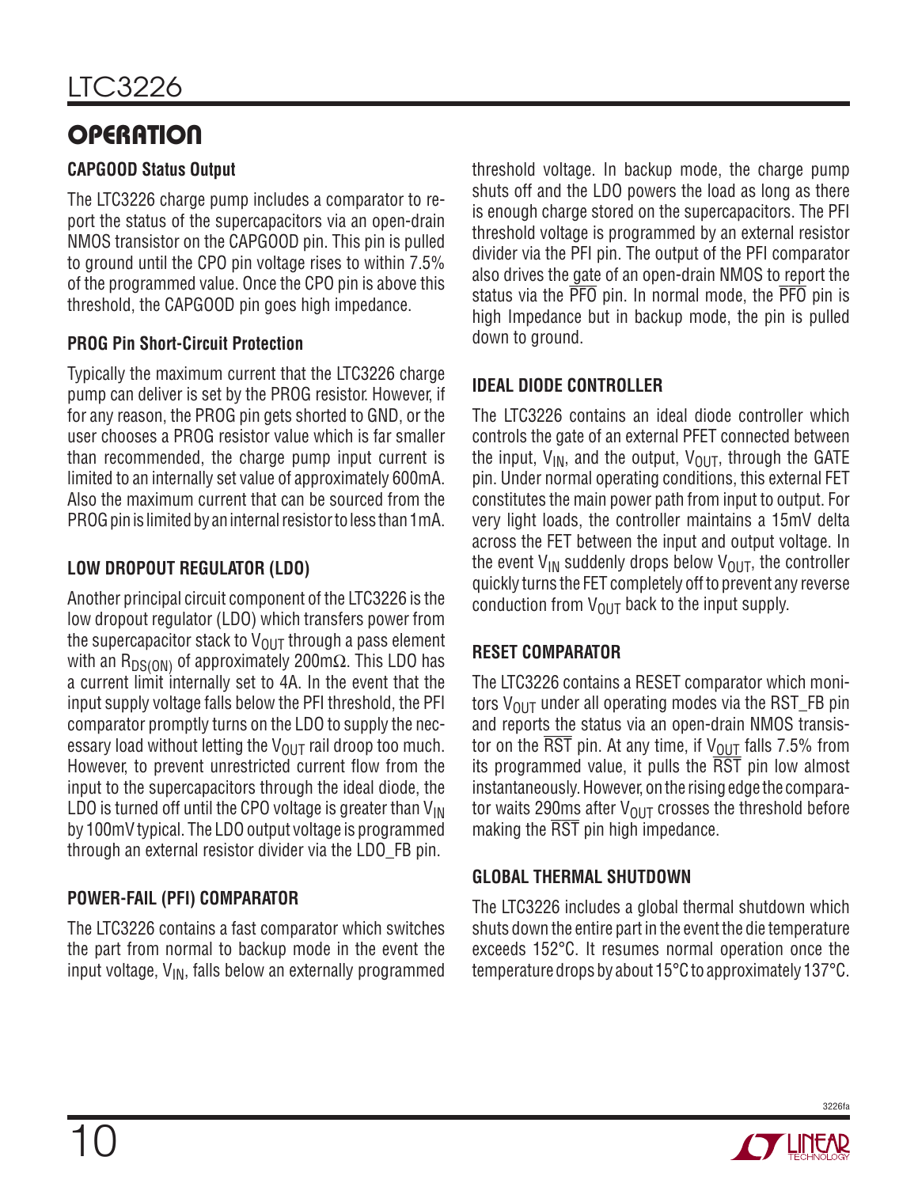## OPERATION

### CAPGOOD Status Output

The LTC3226 charge pump includes a comparator to report the status of the supercapacitors via an open-drain NMOS transistor on the CAPGOOD pin. This pin is pulled to ground until the CPO pin voltage rises to within 7.5% of the programmed value. Once the CPO pin is above this threshold, the CAPGOOD pin goes high impedance.

### PROG Pin Short-Circuit Protection

Typically the maximum current that the LTC3226 charge pump can deliver is set by the PROG resistor. However, if for any reason, the PROG pin gets shorted to GND, or the user chooses a PROG resistor value which is far smaller than recommended, the charge pump input current is limited to an internally set value of approximately 600mA. Also the maximum current that can be sourced from the PROG pin is limited by an internal resistor to less than 1mA.

### LOW DROPOUT REGULATOR (LDO)

Another principal circuit component of the LTC3226 is the low dropout regulator (LDO) which transfers power from the supercapacitor stack to $V_{OUT}$ through a pass element with an $R_{DS(ON)}$ of approximately 200mΩ. This LDO has a current limit internally set to 4A. In the event that the input supply voltage falls below the PFI threshold, the PFI comparator promptly turns on the LDO to supply the necessary load without letting the $V_{OUT}$ rail droop too much. However, to prevent unrestricted current flow from the input to the supercapacitors through the ideal diode, the LDO is turned off until the CPO voltage is greater than $V_{IN}$ by 100mV typical. The LDO output voltage is programmed through an external resistor divider via the LDO_FB pin.

### POWER-FAIL (PFI) COMPARATOR

The LTC3226 contains a fast comparator which switches the part from normal to backup mode in the event the input voltage, $V_{IN}$, falls below an externally programmed threshold voltage. In backup mode, the charge pump shuts off and the LDO powers the load as long as there is enough charge stored on the supercapacitors. The PFI threshold voltage is programmed by an external resistor divider via the PFI pin. The output of the PFI comparator also drives the gate of an open-drain NMOS to report the status via the $\overline{PFO}$ pin. In normal mode, the $\overline{PFO}$ pin is high Impedance but in backup mode, the pin is pulled down to ground.

### IDEAL DIODE CONTROLLER

The LTC3226 contains an ideal diode controller which controls the gate of an external PFET connected between the input, $V_{IN}$, and the output, $V_{OUT}$, through the GATE pin. Under normal operating conditions, this external FET constitutes the main power path from input to output. For very light loads, the controller maintains a 15mV delta across the FET between the input and output voltage. In the event $V_{IN}$ suddenly drops below $V_{OUT}$, the controller quickly turns the FET completely off to prevent any reverse conduction from $V_{OUT}$ back to the input supply.

### RESET COMPARATOR

The LTC3226 contains a RESET comparator which monitors $V_{OUT}$ under all operating modes via the RST_FB pin and reports the status via an open-drain NMOS transistor on the $\overline{RST}$ pin. At any time, if $V_{OUT}$ falls 7.5% from its programmed value, it pulls the $\overline{RST}$ pin low almost instantaneously. However, on the rising edge the comparator waits 290ms after $V_{OUT}$ crosses the threshold before making the $\overline{RST}$ pin high impedance.

### GLOBAL THERMAL SHUTDOWN

The LTC3226 includes a global thermal shutdown which shuts down the entire part in the event the die temperature exceeds 152°C. It resumes normal operation once the temperature drops by about 15°C to approximately 137°C.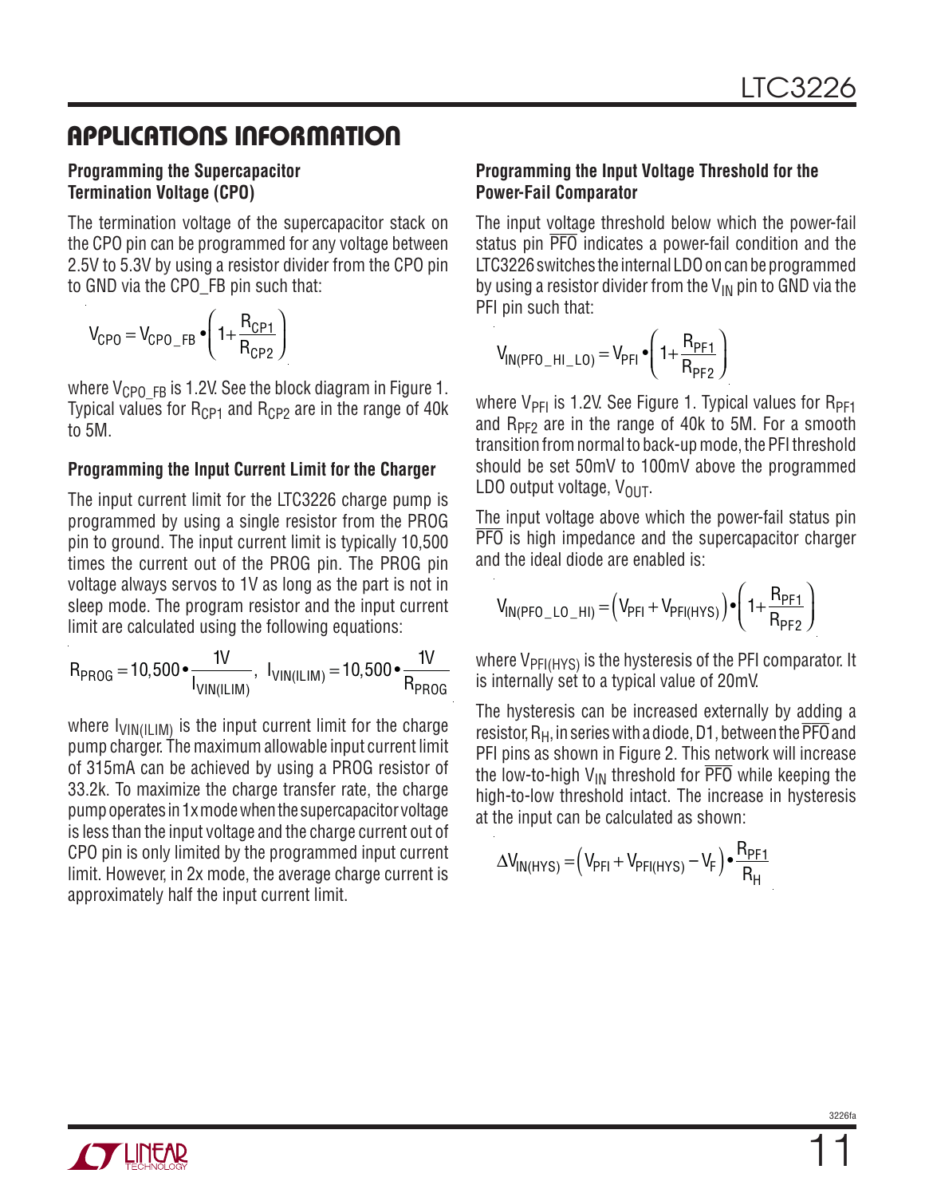## APPLICATIONS INFORMATION

### Programming the Supercapacitor Termination Voltage (CPO)

The termination voltage of the supercapacitor stack on the CPO pin can be programmed for any voltage between 2.5V to 5.3V by using a resistor divider from the CPO pin to GND via the CPO_FB pin such that:

$$V_{CPO} = V_{CPO\_FB} \bullet \left(1 + \frac{R_{CP1}}{R_{CP2}}\right)$$

where $V_{CPO\_FB}$ is 1.2V. See the block diagram in Figure 1. Typical values for $R_{CP1}$ and $R_{CP2}$ are in the range of 40k to 5M.

### Programming the Input Current Limit for the Charger

The input current limit for the LTC3226 charge pump is programmed by using a single resistor from the PROG pin to ground. The input current limit is typically 10,500 times the current out of the PROG pin. The PROG pin voltage always servos to 1V as long as the part is not in sleep mode. The program resistor and the input current limit are calculated using the following equations:

$$R_{PROG} = 10{,}500 \bullet \frac{1V}{I_{VIN(ILIM)}}, \; I_{VIN(ILIM)} = 10{,}500 \bullet \frac{1V}{R_{PROG}}$$

where $I_{VIN(ILIM)}$ is the input current limit for the charge pump charger. The maximum allowable input current limit of 315mA can be achieved by using a PROG resistor of 33.2k. To maximize the charge transfer rate, the charge pump operates in 1x mode when the supercapacitor voltage is less than the input voltage and the charge current out of CPO pin is only limited by the programmed input current limit. However, in 2x mode, the average charge current is approximately half the input current limit.

### Programming the Input Voltage Threshold for the Power-Fail Comparator

The input voltage threshold below which the power-fail status pin $\overline{PFO}$ indicates a power-fail condition and the LTC3226 switches the internal LDO on can be programmed by using a resistor divider from the $V_{IN}$ pin to GND via the PFI pin such that:

$$V_{IN(PFO\_HI\_LO)} = V_{PFI} \bullet \left(1 + \frac{R_{PF1}}{R_{PF2}}\right)$$

where $V_{PFI}$ is 1.2V. See Figure 1. Typical values for $R_{PF1}$ and $R_{PF2}$ are in the range of 40k to 5M. For a smooth transition from normal to back-up mode, the PFI threshold should be set 50mV to 100mV above the programmed LDO output voltage, $V_{OUT}$.

The input voltage above which the power-fail status pin $\overline{PFO}$ is high impedance and the supercapacitor charger and the ideal diode are enabled is:

$$V_{IN(PFO\_LO\_HI)} = \left(V_{PFI} + V_{PFI(HYS)}\right) \bullet \left(1 + \frac{R_{PF1}}{R_{PF2}}\right)$$

where $V_{PFI(HYS)}$ is the hysteresis of the PFI comparator. It is internally set to a typical value of 20mV.

The hysteresis can be increased externally by adding a resistor, $R_H$, in series with a diode, D1, between the $\overline{PFO}$ and PFI pins as shown in Figure 2. This network will increase the low-to-high $V_{IN}$ threshold for $\overline{PFO}$ while keeping the high-to-low threshold intact. The increase in hysteresis at the input can be calculated as shown:

$$\Delta V_{IN(HYS)} = \left(V_{PFI} + V_{PFI(HYS)} - V_F\right) \bullet \frac{R_{PF1}}{R_H}$$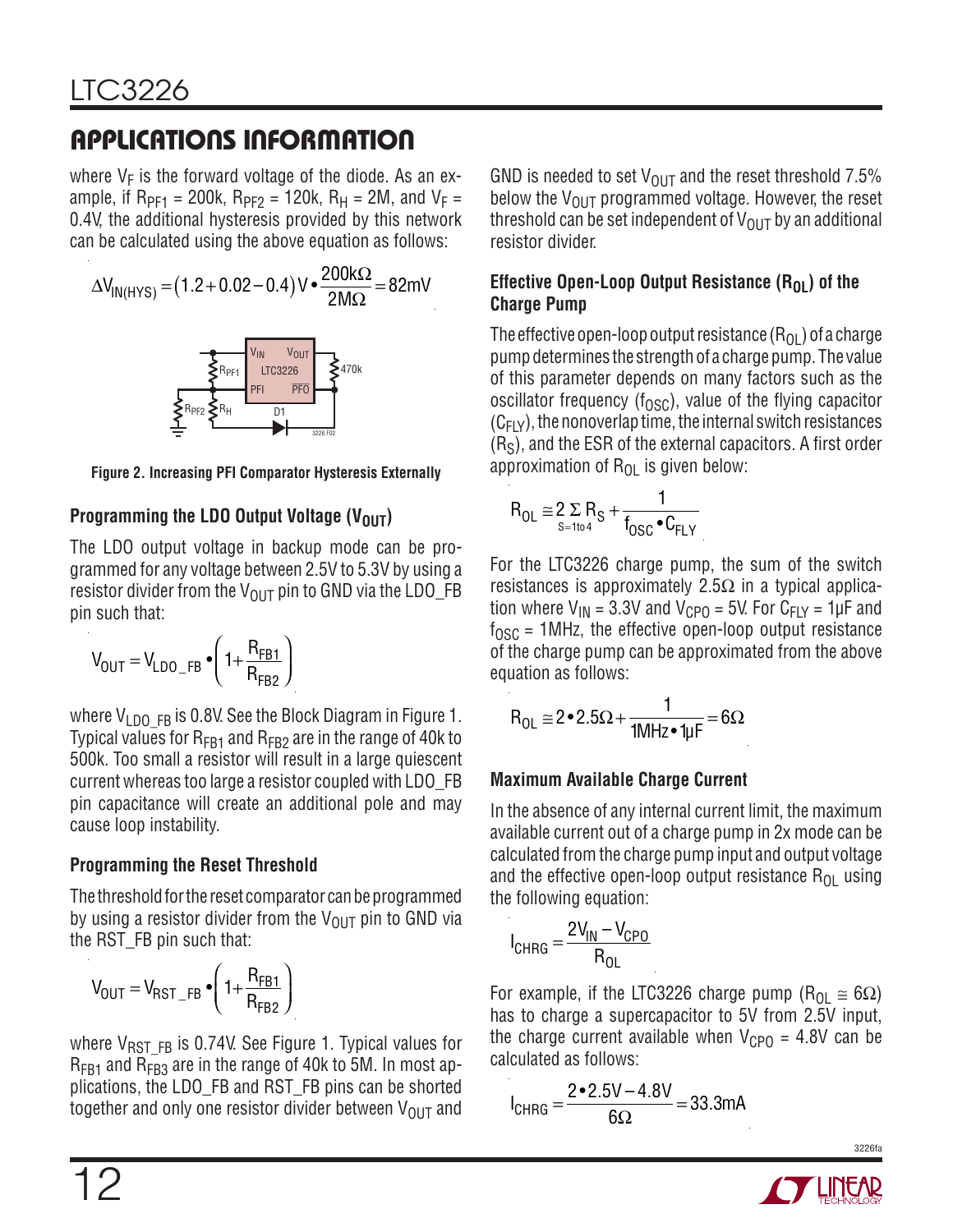## APPLICATIONS INFORMATION

where $V_F$ is the forward voltage of the diode. As an example, if $R_{PF1}$ = 200k, $R_{PF2}$ = 120k, $R_H$ = 2M, and $V_F$ = 0.4V, the additional hysteresis provided by this network can be calculated using the above equation as follows:

$$\Delta V_{IN(HYS)} = (1.2 + 0.02 - 0.4)V \cdot \frac{200k\Omega}{2M\Omega} = 82mV$$

**Figure 2. Increasing PFI Comparator Hysteresis Externally**

### Programming the LDO Output Voltage ($V_{OUT}$)

The LDO output voltage in backup mode can be programmed for any voltage between 2.5V to 5.3V by using a resistor divider from the $V_{OUT}$ pin to GND via the LDO_FB pin such that:

$$V_{OUT} = V_{LDO\_FB} \cdot \left(1 + \frac{R_{FB1}}{R_{FB2}}\right)$$

where $V_{LDO\_FB}$ is 0.8V. See the Block Diagram in Figure 1. Typical values for $R_{FB1}$ and $R_{FB2}$ are in the range of 40k to 500k. Too small a resistor will result in a large quiescent current whereas too large a resistor coupled with LDO_FB pin capacitance will create an additional pole and may cause loop instability.

### Programming the Reset Threshold

The threshold for the reset comparator can be programmed by using a resistor divider from the $V_{OUT}$ pin to GND via the RST_FB pin such that:

$$V_{OUT} = V_{RST\_FB} \cdot \left(1 + \frac{R_{FB1}}{R_{FB2}}\right)$$

where $V_{RST\_FB}$ is 0.74V. See Figure 1. Typical values for $R_{FB1}$ and $R_{FB3}$ are in the range of 40k to 5M. In most applications, the LDO_FB and RST_FB pins can be shorted together and only one resistor divider between $V_{OUT}$ and GND is needed to set $V_{OUT}$ and the reset threshold 7.5% below the $V_{OUT}$ programmed voltage. However, the reset threshold can be set independent of $V_{OUT}$ by an additional resistor divider.

### Effective Open-Loop Output Resistance ($R_{OL}$) of the Charge Pump

The effective open-loop output resistance ($R_{OL}$) of a charge pump determines the strength of a charge pump. The value of this parameter depends on many factors such as the oscillator frequency ($f_{OSC}$), value of the flying capacitor ($C_{FLY}$), the nonoverlap time, the internal switch resistances ($R_S$), and the ESR of the external capacitors. A first order approximation of $R_{OL}$ is given below:

$$R_{OL} \cong 2 \sum_{S=1 \text{ to } 4} R_S + \frac{1}{f_{OSC} \cdot C_{FLY}}$$

For the LTC3226 charge pump, the sum of the switch resistances is approximately 2.5Ω in a typical application where $V_{IN}$ = 3.3V and $V_{CPO}$ = 5V. For $C_{FLY}$ = 1µF and $f_{OSC}$ = 1MHz, the effective open-loop output resistance of the charge pump can be approximated from the above equation as follows:

$$R_{OL} \cong 2 \cdot 2.5\Omega + \frac{1}{1MHz \cdot 1\mu F} = 6\Omega$$

### Maximum Available Charge Current

In the absence of any internal current limit, the maximum available current out of a charge pump in 2x mode can be calculated from the charge pump input and output voltage and the effective open-loop output resistance $R_{OL}$ using the following equation:

$$I_{CHRG} = \frac{2V_{IN} - V_{CPO}}{R_{OL}}$$

For example, if the LTC3226 charge pump ($R_{OL} \cong 6\Omega$) has to charge a supercapacitor to 5V from 2.5V input, the charge current available when $V_{CPO}$ = 4.8V can be calculated as follows:

$$I_{CHRG} = \frac{2 \cdot 2.5V - 4.8V}{6\Omega} = 33.3mA$$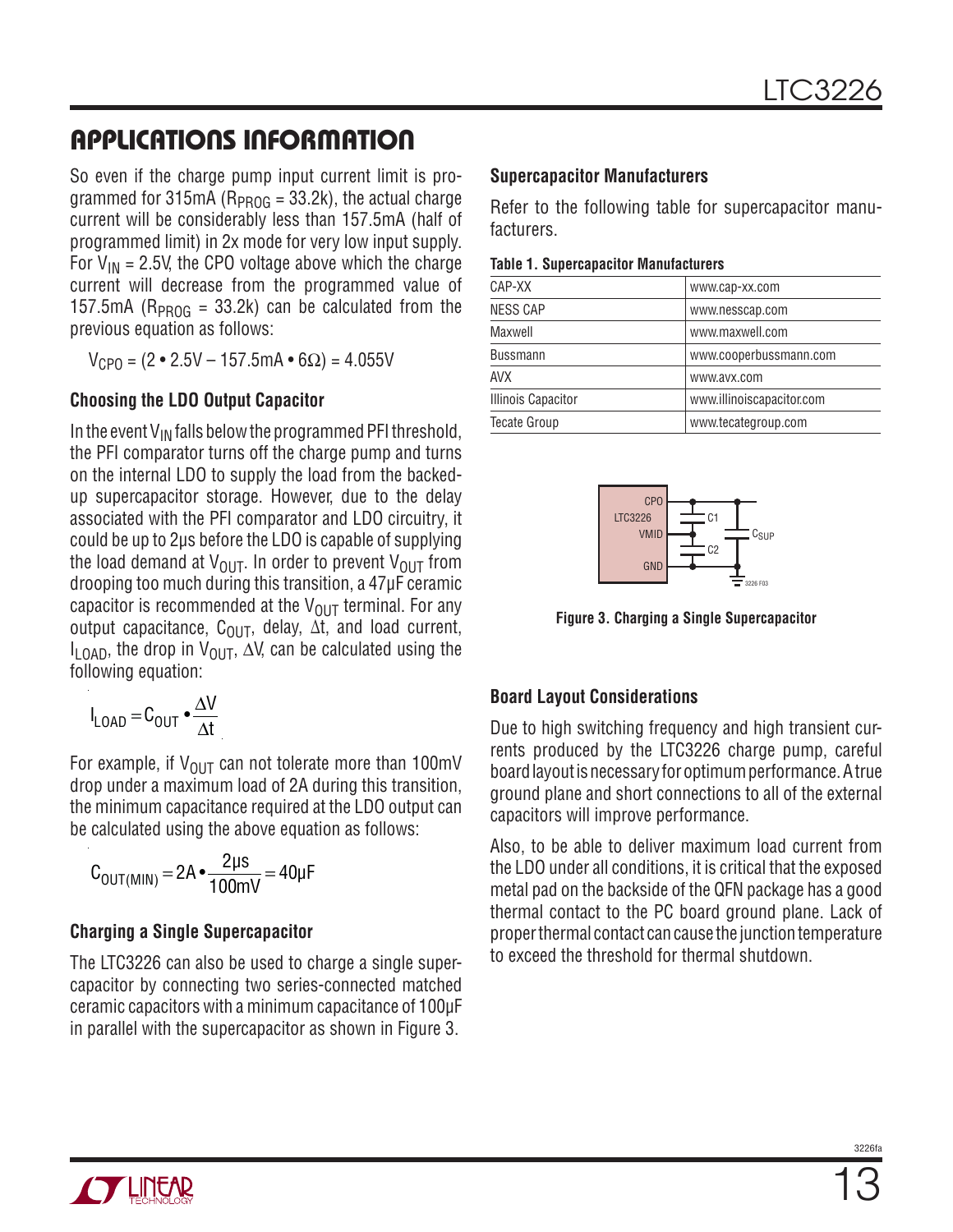## APPLICATIONS INFORMATION

So even if the charge pump input current limit is programmed for 315mA ($R_{PROG}$ = 33.2k), the actual charge current will be considerably less than 157.5mA (half of programmed limit) in 2x mode for very low input supply. For $V_{IN}$ = 2.5V, the CPO voltage above which the charge current will decrease from the programmed value of 157.5mA ($R_{PROG}$ = 33.2k) can be calculated from the previous equation as follows:

$$V_{CPO} = (2 \cdot 2.5V – 157.5mA \cdot 6\Omega) = 4.055V$$

### Choosing the LDO Output Capacitor

In the event $V_{IN}$ falls below the programmed PFI threshold, the PFI comparator turns off the charge pump and turns on the internal LDO to supply the load from the backed-up supercapacitor storage. However, due to the delay associated with the PFI comparator and LDO circuitry, it could be up to 2µs before the LDO is capable of supplying the load demand at $V_{OUT}$. In order to prevent $V_{OUT}$ from drooping too much during this transition, a 47µF ceramic capacitor is recommended at the $V_{OUT}$ terminal. For any output capacitance, $C_{OUT}$, delay, $\Delta t$, and load current, $I_{LOAD}$, the drop in $V_{OUT}$, $\Delta V$, can be calculated using the following equation:

$$I_{LOAD} = C_{OUT} \cdot \frac{\Delta V}{\Delta t}$$

For example, if $V_{OUT}$ can not tolerate more than 100mV drop under a maximum load of 2A during this transition, the minimum capacitance required at the LDO output can be calculated using the above equation as follows:

$$C_{OUT(MIN)} = 2A \cdot \frac{2\mu s}{100mV} = 40\mu F$$

### Charging a Single Supercapacitor

The LTC3226 can also be used to charge a single supercapacitor by connecting two series-connected matched ceramic capacitors with a minimum capacitance of 100µF in parallel with the supercapacitor as shown in Figure 3.

### Supercapacitor Manufacturers

Refer to the following table for supercapacitor manufacturers.

**Table 1. Supercapacitor Manufacturers**

| | |
|---|---|
| CAP-XX | www.cap-xx.com |
| NESS CAP | www.nesscap.com |
| Maxwell | www.maxwell.com |
| Bussmann | www.cooperbussmann.com |
| AVX | www.avx.com |
| Illinois Capacitor | www.illinoiscapacitor.com |
| Tecate Group | www.tecategroup.com |

**Figure 3. Charging a Single Supercapacitor**

### Board Layout Considerations

Due to high switching frequency and high transient currents produced by the LTC3226 charge pump, careful board layout is necessary for optimum performance. A true ground plane and short connections to all of the external capacitors will improve performance.

Also, to be able to deliver maximum load current from the LDO under all conditions, it is critical that the exposed metal pad on the backside of the QFN package has a good thermal contact to the PC board ground plane. Lack of proper thermal contact can cause the junction temperature to exceed the threshold for thermal shutdown.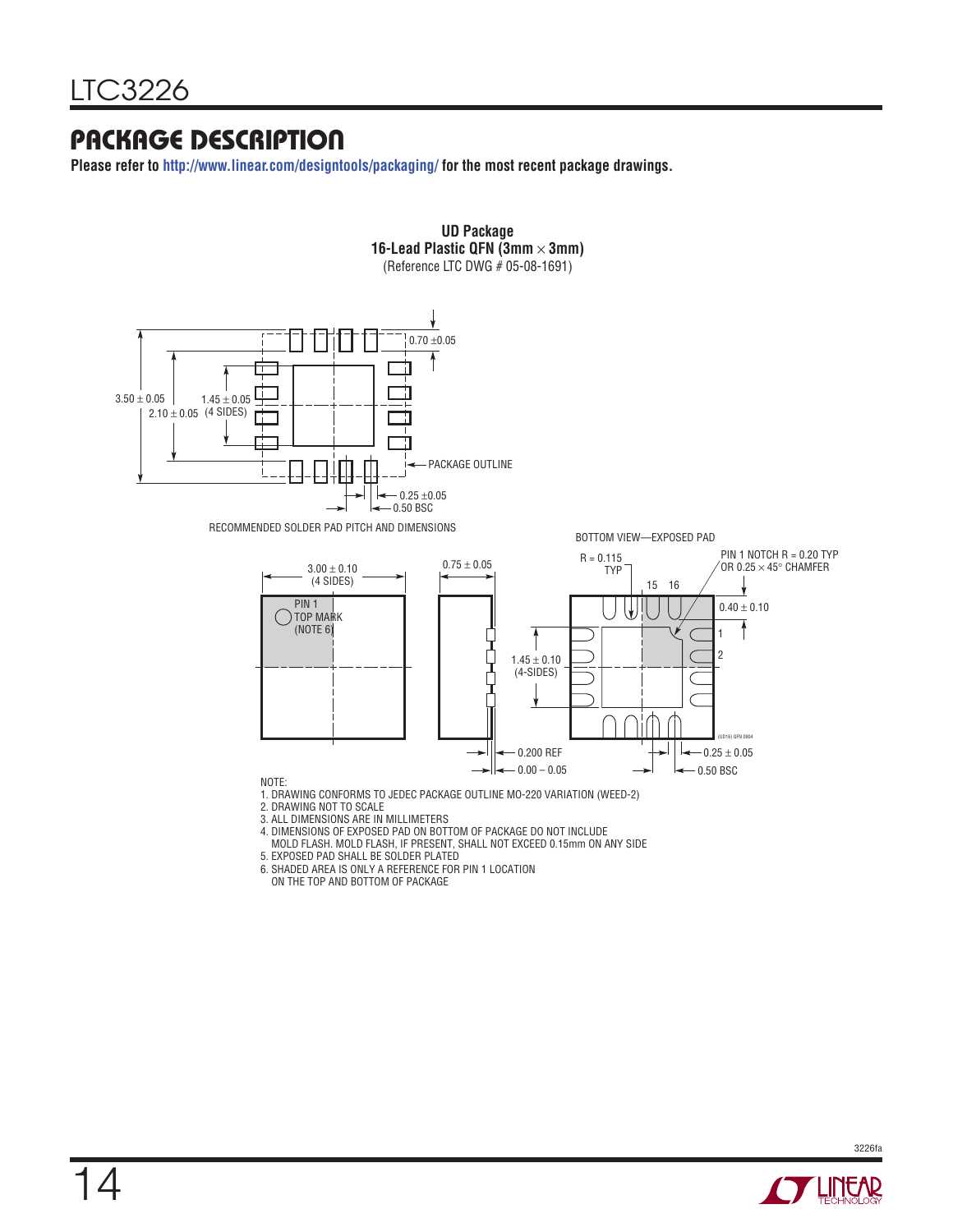# PACKAGE DESCRIPTION

**Please refer to http://www.linear.com/designtools/packaging/ for the most recent package drawings.**

**UD Package**
**16-Lead Plastic QFN (3mm × 3mm)**
(Reference LTC DWG # 05-08-1691)

3.50 ± 0.05
2.10 ± 0.05
1.45 ± 0.05 (4 SIDES)
0.70 ±0.05
PACKAGE OUTLINE
0.25 ±0.05
0.50 BSC

RECOMMENDED SOLDER PAD PITCH AND DIMENSIONS

3.00 ± 0.10 (4 SIDES)
PIN 1 TOP MARK (NOTE 6)
0.75 ± 0.05
0.200 REF
0.00 – 0.05

BOTTOM VIEW—EXPOSED PAD

R = 0.115 TYP
PIN 1 NOTCH R = 0.20 TYP OR 0.25 × 45° CHAMFER
15 16
0.40 ± 0.10
1
2
1.45 ± 0.10 (4-SIDES)
0.25 ± 0.05
0.50 BSC
(UD16) QFN 0904

NOTE:
1. DRAWING CONFORMS TO JEDEC PACKAGE OUTLINE MO-220 VARIATION (WEED-2)
2. DRAWING NOT TO SCALE
3. ALL DIMENSIONS ARE IN MILLIMETERS
4. DIMENSIONS OF EXPOSED PAD ON BOTTOM OF PACKAGE DO NOT INCLUDE MOLD FLASH. MOLD FLASH, IF PRESENT, SHALL NOT EXCEED 0.15mm ON ANY SIDE
5. EXPOSED PAD SHALL BE SOLDER PLATED
6. SHADED AREA IS ONLY A REFERENCE FOR PIN 1 LOCATION ON THE TOP AND BOTTOM OF PACKAGE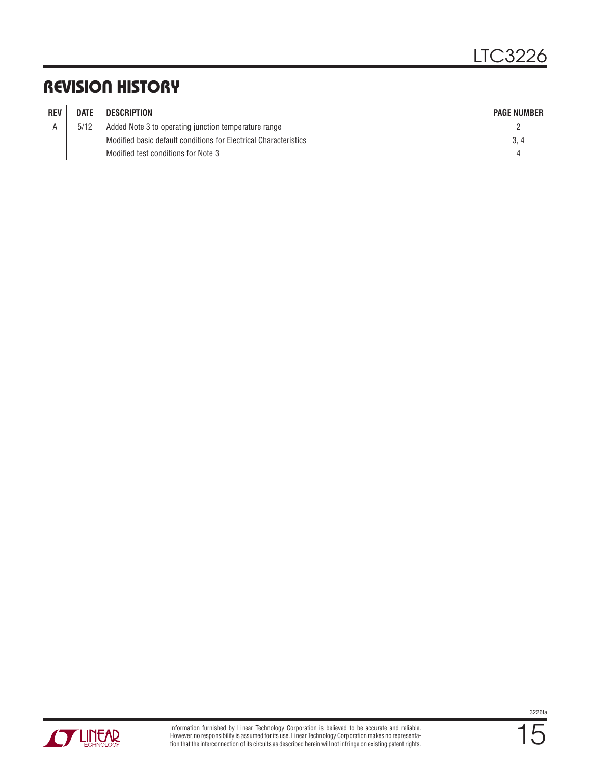## REVISION HISTORY

| REV | DATE | DESCRIPTION | PAGE NUMBER |
|---|---|---|---|
| A | 5/12 | Added Note 3 to operating junction temperature range | 2 |
| | | Modified basic default conditions for Electrical Characteristics | 3, 4 |
| | | Modified test conditions for Note 3 | 4 |

Information furnished by Linear Technology Corporation is believed to be accurate and reliable. However, no responsibility is assumed for its use. Linear Technology Corporation makes no representation that the interconnection of its circuits as described herein will not infringe on existing patent rights.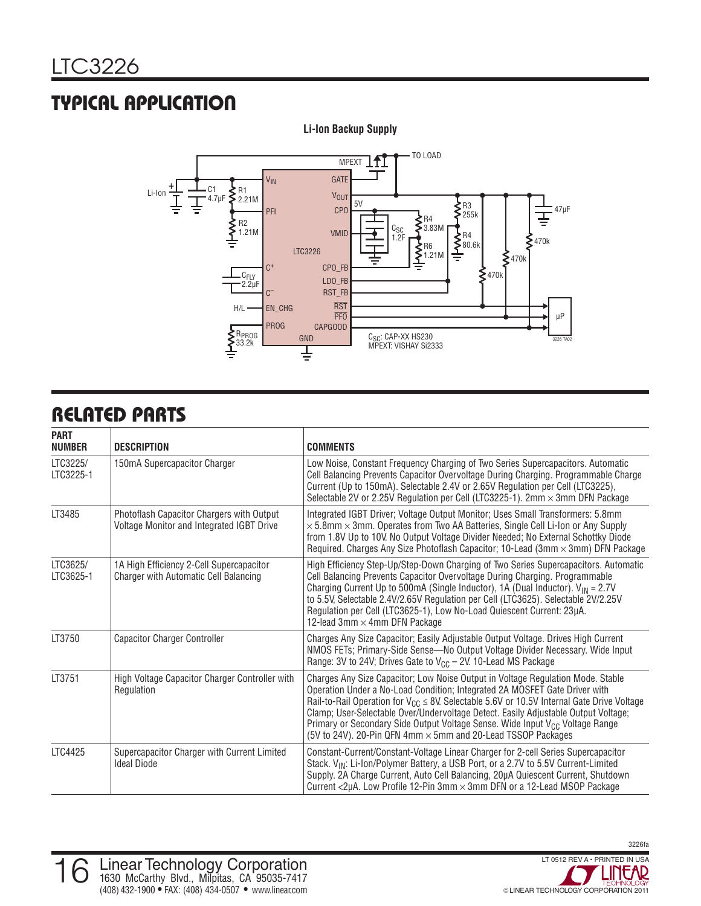## TYPICAL APPLICATION

**Li-Ion Backup Supply**

TO LOAD
MPEXT
Li-Ion
C1
4.7µF
R1
2.21M
R2
1.21M
$V_{IN}$
PFI
GATE
$V_{OUT}$
CPO
VMID
5V
$C_{SC}$
1.2F
R4
3.83M
R6
1.21M
R3
255k
R4
80.6k
47µF
470k
470k
470k
LTC3226
$C^+$
$C_{FLY}$
2.2µF
$C^-$
H/L
EN_CHG
PROG
$R_{PROG}$
33.2k
GND
CPO_FB
LDO_FB
RST_FB
$\overline{RST}$
$\overline{PFO}$
CAPGOOD
µP
$C_{SC}$: CAP-XX HS230
MPEXT: VISHAY Si2333
3226 TA02

## RELATED PARTS

| PART NUMBER | DESCRIPTION | COMMENTS |
|---|---|---|
| LTC3225/ LTC3225-1 | 150mA Supercapacitor Charger | Low Noise, Constant Frequency Charging of Two Series Supercapacitors. Automatic Cell Balancing Prevents Capacitor Overvoltage During Charging. Programmable Charge Current (Up to 150mA). Selectable 2.4V or 2.65V Regulation per Cell (LTC3225), Selectable 2V or 2.25V Regulation per Cell (LTC3225-1). 2mm × 3mm DFN Package |
| LT3485 | Photoflash Capacitor Chargers with Output Voltage Monitor and Integrated IGBT Drive | Integrated IGBT Driver; Voltage Output Monitor; Uses Small Transformers: 5.8mm × 5.8mm × 3mm. Operates from Two AA Batteries, Single Cell Li-Ion or Any Supply from 1.8V Up to 10V. No Output Voltage Divider Needed; No External Schottky Diode Required. Charges Any Size Photoflash Capacitor; 10-Lead (3mm × 3mm) DFN Package |
| LTC3625/ LTC3625-1 | 1A High Efficiency 2-Cell Supercapacitor Charger with Automatic Cell Balancing | High Efficiency Step-Up/Step-Down Charging of Two Series Supercapacitors. Automatic Cell Balancing Prevents Capacitor Overvoltage During Charging. Programmable Charging Current Up to 500mA (Single Inductor), 1A (Dual Inductor). $V_{IN}$ = 2.7V to 5.5V, Selectable 2.4V/2.65V Regulation per Cell (LTC3625). Selectable 2V/2.25V Regulation per Cell (LTC3625-1), Low No-Load Quiescent Current: 23µA. 12-lead 3mm × 4mm DFN Package |
| LT3750 | Capacitor Charger Controller | Charges Any Size Capacitor; Easily Adjustable Output Voltage. Drives High Current NMOS FETs; Primary-Side Sense—No Output Voltage Divider Necessary. Wide Input Range: 3V to 24V; Drives Gate to $V_{CC}$ – 2V. 10-Lead MS Package |
| LT3751 | High Voltage Capacitor Charger Controller with Regulation | Charges Any Size Capacitor; Low Noise Output in Voltage Regulation Mode. Stable Operation Under a No-Load Condition; Integrated 2A MOSFET Gate Driver with Rail-to-Rail Operation for $V_{CC}$ ≤ 8V. Selectable 5.6V or 10.5V Internal Gate Drive Voltage Clamp; User-Selectable Over/Undervoltage Detect. Easily Adjustable Output Voltage; Primary or Secondary Side Output Voltage Sense. Wide Input $V_{CC}$ Voltage Range (5V to 24V). 20-Pin QFN 4mm × 5mm and 20-Lead TSSOP Packages |
| LTC4425 | Supercapacitor Charger with Current Limited Ideal Diode | Constant-Current/Constant-Voltage Linear Charger for 2-cell Series Supercapacitor Stack. $V_{IN}$: Li-Ion/Polymer Battery, a USB Port, or a 2.7V to 5.5V Current-Limited Supply. 2A Charge Current, Auto Cell Balancing, 20µA Quiescent Current, Shutdown Current <2µA. Low Profile 12-Pin 3mm × 3mm DFN or a 12-Lead MSOP Package |

Linear Technology Corporation
1630 McCarthy Blvd., Milpitas, CA 95035-7417
(408) 432-1900 ● FAX: (408) 434-0507 ● www.linear.com

LT 0512 REV A • PRINTED IN USA
© LINEAR TECHNOLOGY CORPORATION 2011